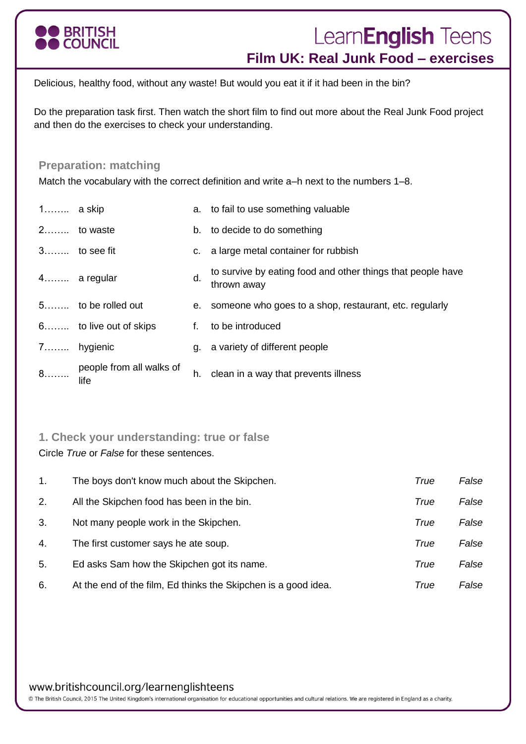# Film UK: Real Junk Food – exercises

Delicious, healthy food, without any waste! But would you eat it if it had been in the bin?

Do the preparation task first. Then watch the short film to find out more about the Real Junk Food project and then do the exercises to check your understanding.

## Preparation: matching

Match the vocabulary with the correct definition and write a–h next to the numbers 1–8.

| | | | |
|---|---|---|---|
| 1…….. | a skip | a. | to fail to use something valuable |
| 2…….. | to waste | b. | to decide to do something |
| 3…….. | to see fit | c. | a large metal container for rubbish |
| 4…….. | a regular | d. | to survive by eating food and other things that people have thrown away |
| 5…….. | to be rolled out | e. | someone who goes to a shop, restaurant, etc. regularly |
| 6…….. | to live out of skips | f. | to be introduced |
| 7…….. | hygienic | g. | a variety of different people |
| 8…….. | people from all walks of life | h. | clean in a way that prevents illness |

## 1. Check your understanding: true or false

Circle *True* or *False* for these sentences.

| | | | |
|---|---|---|---|
| 1. | The boys don't know much about the Skipchen. | *True* | *False* |
| 2. | All the Skipchen food has been in the bin. | *True* | *False* |
| 3. | Not many people work in the Skipchen. | *True* | *False* |
| 4. | The first customer says he ate soup. | *True* | *False* |
| 5. | Ed asks Sam how the Skipchen got its name. | *True* | *False* |
| 6. | At the end of the film, Ed thinks the Skipchen is a good idea. | *True* | *False* |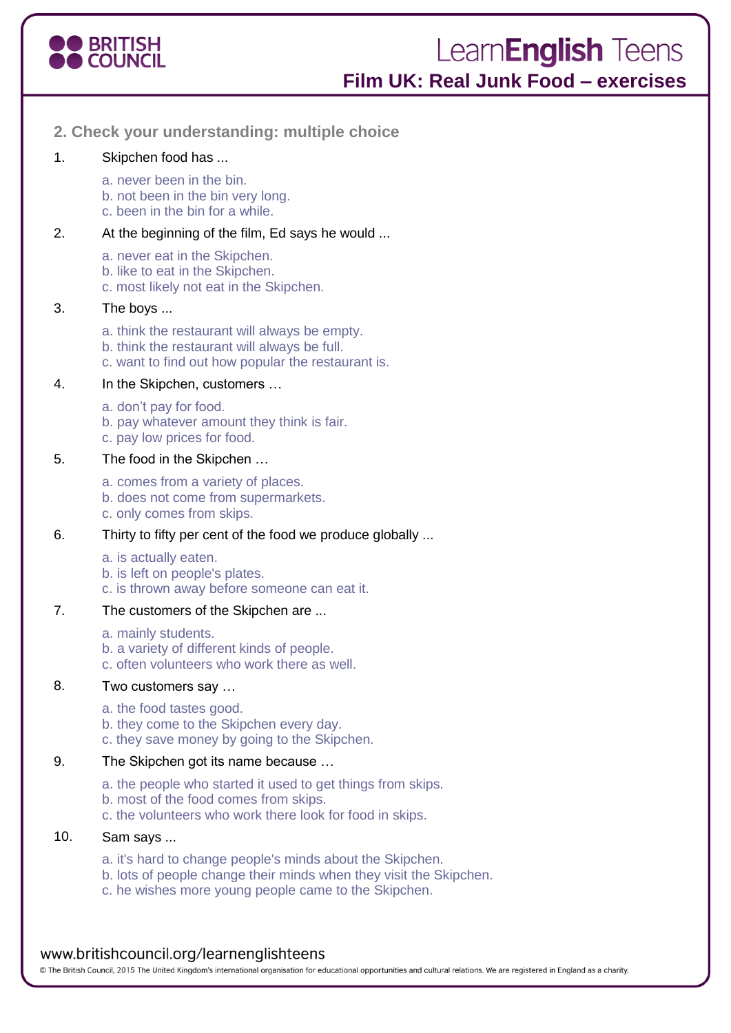## 2. Check your understanding: multiple choice

1. Skipchen food has ...

   a. never been in the bin.
   b. not been in the bin very long.
   c. been in the bin for a while.

2. At the beginning of the film, Ed says he would ...

   a. never eat in the Skipchen.
   b. like to eat in the Skipchen.
   c. most likely not eat in the Skipchen.

3. The boys ...

   a. think the restaurant will always be empty.
   b. think the restaurant will always be full.
   c. want to find out how popular the restaurant is.

4. In the Skipchen, customers …

   a. don't pay for food.
   b. pay whatever amount they think is fair.
   c. pay low prices for food.

5. The food in the Skipchen …

   a. comes from a variety of places.
   b. does not come from supermarkets.
   c. only comes from skips.

6. Thirty to fifty per cent of the food we produce globally ...

   a. is actually eaten.
   b. is left on people's plates.
   c. is thrown away before someone can eat it.

7. The customers of the Skipchen are ...

   a. mainly students.
   b. a variety of different kinds of people.
   c. often volunteers who work there as well.

8. Two customers say …

   a. the food tastes good.
   b. they come to the Skipchen every day.
   c. they save money by going to the Skipchen.

9. The Skipchen got its name because …

   a. the people who started it used to get things from skips.
   b. most of the food comes from skips.
   c. the volunteers who work there look for food in skips.

10. Sam says ...

    a. it's hard to change people's minds about the Skipchen.
    b. lots of people change their minds when they visit the Skipchen.
    c. he wishes more young people came to the Skipchen.